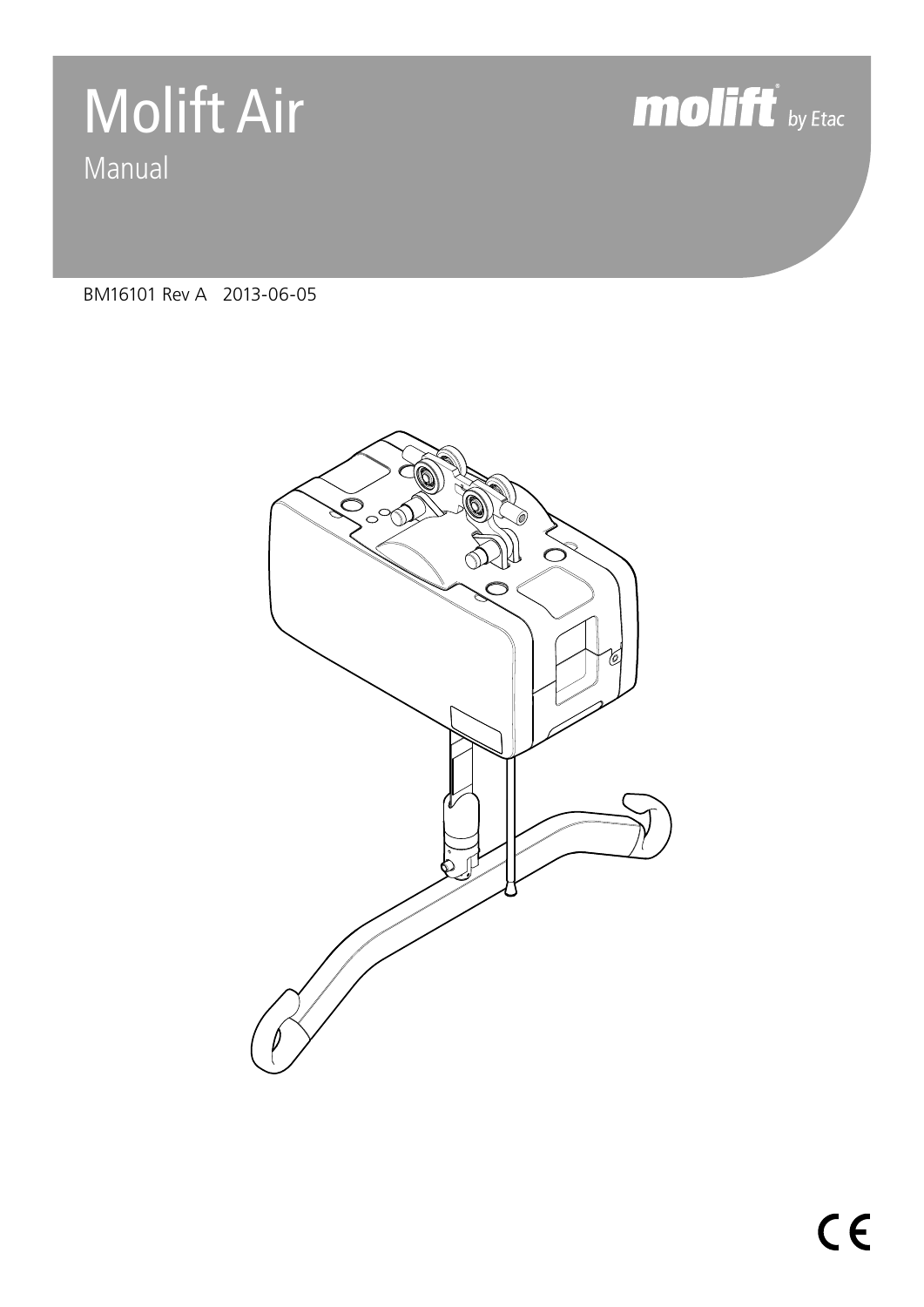# Molift Air

Manual

molift® by Etac

BM16101 Rev A 2013-06-05

CE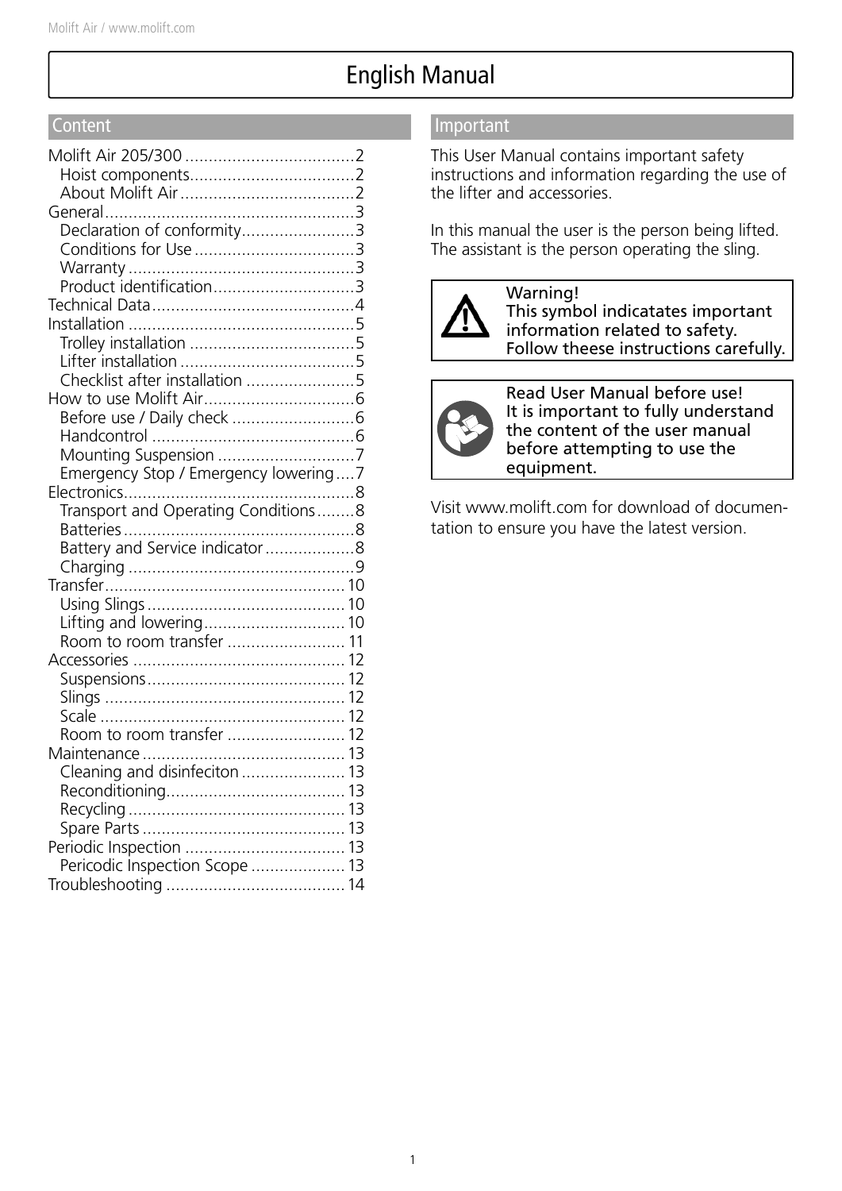# English Manual

## Content

- Molift Air 205/300 ....................................2
  - Hoist components....................................2
  - About Molift Air......................................2
- General.....................................................3
  - Declaration of conformity........................3
  - Conditions for Use ..................................3
  - Warranty ................................................3
  - Product identification..............................3
- Technical Data...........................................4
- Installation ................................................5
  - Trolley installation ...................................5
  - Lifter installation .....................................5
  - Checklist after installation .......................5
- How to use Molift Air................................6
  - Before use / Daily check ..........................6
  - Handcontrol ...........................................6
  - Mounting Suspension .............................7
  - Emergency Stop / Emergency lowering....7
- Electronics.................................................8
  - Transport and Operating Conditions........8
  - Batteries.................................................8
  - Battery and Service indicator...................8
  - Charging ................................................9
- Transfer...................................................10
  - Using Slings..........................................10
  - Lifting and lowering..............................10
  - Room to room transfer .........................11
- Accessories .............................................12
  - Suspensions..........................................12
  - Slings ...................................................12
  - Scale ....................................................12
  - Room to room transfer .........................12
- Maintenance ...........................................13
  - Cleaning and disinfeciton ......................13
  - Reconditioning......................................13
  - Recycling .............................................13
  - Spare Parts ...........................................13
- Periodic Inspection ..................................13
  - Pericodic Inspection Scope ....................13
- Troubleshooting ......................................14

## Important

This User Manual contains important safety instructions and information regarding the use of the lifter and accessories.

In this manual the user is the person being lifted. The assistant is the person operating the sling.

**Warning!**
**This symbol indicatates important information related to safety. Follow theese instructions carefully.**

**Read User Manual before use!**
**It is important to fully understand the content of the user manual before attempting to use the equipment.**

Visit www.molift.com for download of documentation to ensure you have the latest version.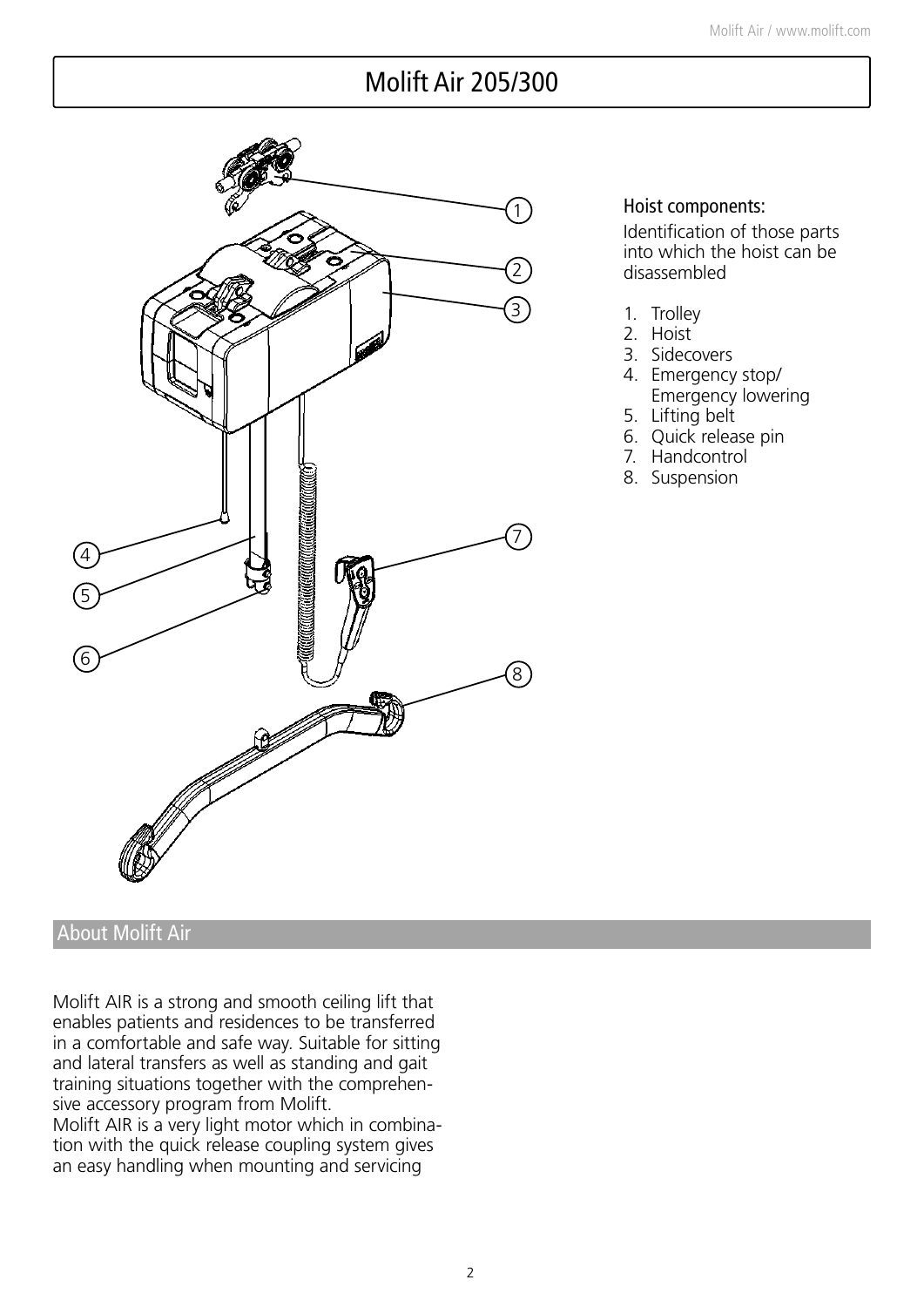# Molift Air 205/300

1
2
3
4
5
6
7
8

### Hoist components:

Identification of those parts into which the hoist can be disassembled

1. Trolley
2. Hoist
3. Sidecovers
4. Emergency stop/ Emergency lowering
5. Lifting belt
6. Quick release pin
7. Handcontrol
8. Suspension

## About Molift Air

Molift AIR is a strong and smooth ceiling lift that enables patients and residences to be transferred in a comfortable and safe way. Suitable for sitting and lateral transfers as well as standing and gait training situations together with the comprehensive accessory program from Molift.
Molift AIR is a very light motor which in combination with the quick release coupling system gives an easy handling when mounting and servicing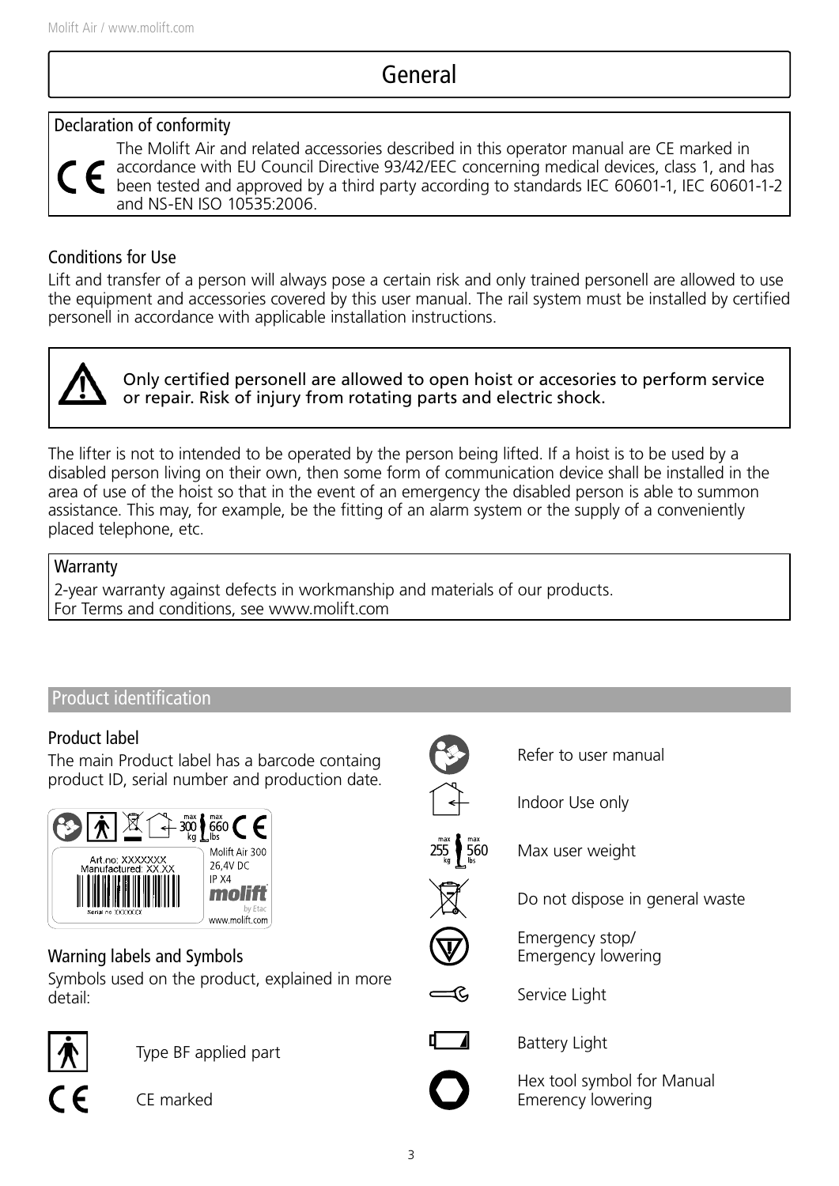# General

## Declaration of conformity

CE The Molift Air and related accessories described in this operator manual are CE marked in accordance with EU Council Directive 93/42/EEC concerning medical devices, class 1, and has been tested and approved by a third party according to standards IEC 60601-1, IEC 60601-1-2 and NS-EN ISO 10535:2006.

### Conditions for Use

Lift and transfer of a person will always pose a certain risk and only trained personell are allowed to use the equipment and accessories covered by this user manual. The rail system must be installed by certified personell in accordance with applicable installation instructions.

> ⚠ Only certified personell are allowed to open hoist or accesories to perform service or repair. Risk of injury from rotating parts and electric shock.

The lifter is not to intended to be operated by the person being lifted. If a hoist is to be used by a disabled person living on their own, then some form of communication device shall be installed in the area of use of the hoist so that in the event of an emergency the disabled person is able to summon assistance. This may, for example, be the fitting of an alarm system or the supply of a conveniently placed telephone, etc.

### Warranty

2-year warranty against defects in workmanship and materials of our products.
For Terms and conditions, see www.molift.com

## Product identification

### Product label

The main Product label has a barcode containg product ID, serial number and production date.

max 300 kg max 660 lbs CE

Art.no: XXXXXXX
Manufactured: XX.XX
Serial no: XXXXXXX

Molift Air 300
26,4V DC
IP X4
molift by Etac
www.molift.com

### Warning labels and Symbols

Symbols used on the product, explained in more detail:

- Type BF applied part
- CE marked
- Refer to user manual
- Indoor Use only
- max 255 kg / max 560 lbs — Max user weight
- Do not dispose in general waste
- Emergency stop/ Emergency lowering
- Service Light
- Battery Light
- Hex tool symbol for Manual Emerency lowering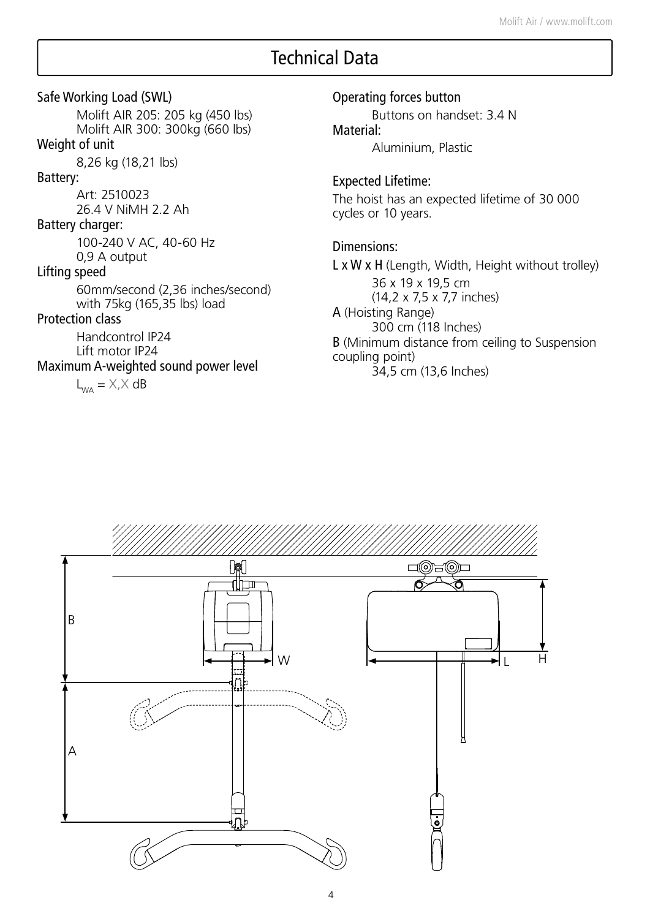# Technical Data

**Safe Working Load (SWL)**

Molift AIR 205: 205 kg (450 lbs)
Molift AIR 300: 300kg (660 lbs)

**Weight of unit**

8,26 kg (18,21 lbs)

**Battery:**

Art: 2510023
26.4 V NiMH 2.2 Ah

**Battery charger:**

100-240 V AC, 40-60 Hz
0,9 A output

**Lifting speed**

60mm/second (2,36 inches/second) with 75kg (165,35 lbs) load

**Protection class**

Handcontrol IP24
Lift motor IP24

**Maximum A-weighted sound power level**

$L_{WA}$ = X,X dB

**Operating forces button**

Buttons on handset: 3.4 N

**Material:**

Aluminium, Plastic

**Expected Lifetime:**

The hoist has an expected lifetime of 30 000 cycles or 10 years.

**Dimensions:**

**L x W x H** (Length, Width, Height without trolley)

36 x 19 x 19,5 cm
(14,2 x 7,5 x 7,7 inches)

**A** (Hoisting Range)

300 cm (118 Inches)

**B** (Minimum distance from ceiling to Suspension coupling point)

34,5 cm (13,6 Inches)

B
A
W
L
H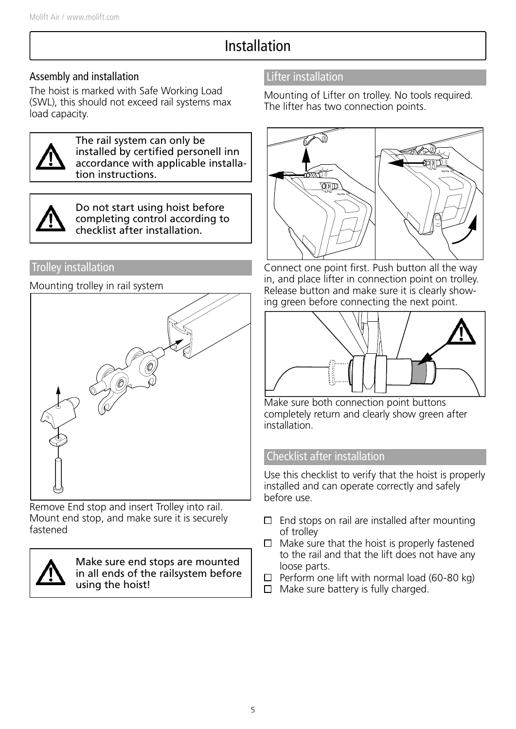# Installation

## Assembly and installation

The hoist is marked with Safe Working Load (SWL), this should not exceed rail systems max load capacity.

> ⚠ **The rail system can only be installed by certified personell inn accordance with applicable installation instructions.**

> ⚠ **Do not start using hoist before completing control according to checklist after installation.**

## Trolley installation

Mounting trolley in rail system

Remove End stop and insert Trolley into rail. Mount end stop, and make sure it is securely fastened

> ⚠ **Make sure end stops are mounted in all ends of the railsystem before using the hoist!**

## Lifter installation

Mounting of Lifter on trolley. No tools required. The lifter has two connection points.

Connect one point first. Push button all the way in, and place lifter in connection point on trolley. Release button and make sure it is clearly showing green before connecting the next point.

Make sure both connection point buttons completely return and clearly show green after installation.

## Checklist after installation

Use this checklist to verify that the hoist is properly installed and can operate correctly and safely before use.

- ☐ End stops on rail are installed after mounting of trolley
- ☐ Make sure that the hoist is properly fastened to the rail and that the lift does not have any loose parts.
- ☐ Perform one lift with normal load (60-80 kg)
- ☐ Make sure battery is fully charged.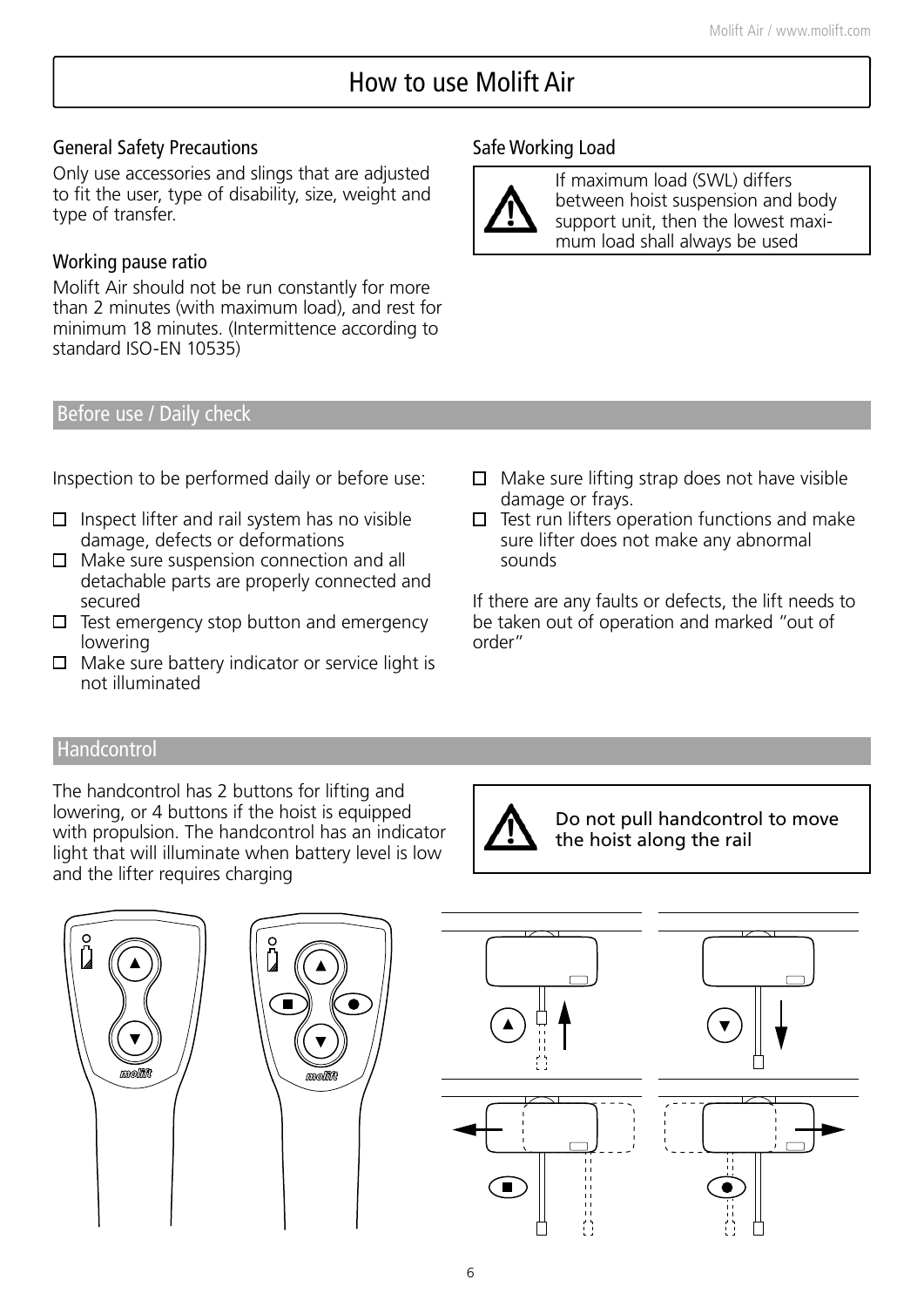# How to use Molift Air

### General Safety Precautions

Only use accessories and slings that are adjusted to fit the user, type of disability, size, weight and type of transfer.

### Working pause ratio

Molift Air should not be run constantly for more than 2 minutes (with maximum load), and rest for minimum 18 minutes. (Intermittence according to standard ISO-EN 10535)

### Safe Working Load

> ⚠ If maximum load (SWL) differs between hoist suspension and body support unit, then the lowest maximum load shall always be used

## Before use / Daily check

Inspection to be performed daily or before use:

- ☐ Inspect lifter and rail system has no visible damage, defects or deformations
- ☐ Make sure suspension connection and all detachable parts are properly connected and secured
- ☐ Test emergency stop button and emergency lowering
- ☐ Make sure battery indicator or service light is not illuminated
- ☐ Make sure lifting strap does not have visible damage or frays.
- ☐ Test run lifters operation functions and make sure lifter does not make any abnormal sounds

If there are any faults or defects, the lift needs to be taken out of operation and marked ”out of order”

## Handcontrol

The handcontrol has 2 buttons for lifting and lowering, or 4 buttons if the hoist is equipped with propulsion. The handcontrol has an indicator light that will illuminate when battery level is low and the lifter requires charging

> ⚠ Do not pull handcontrol to move the hoist along the rail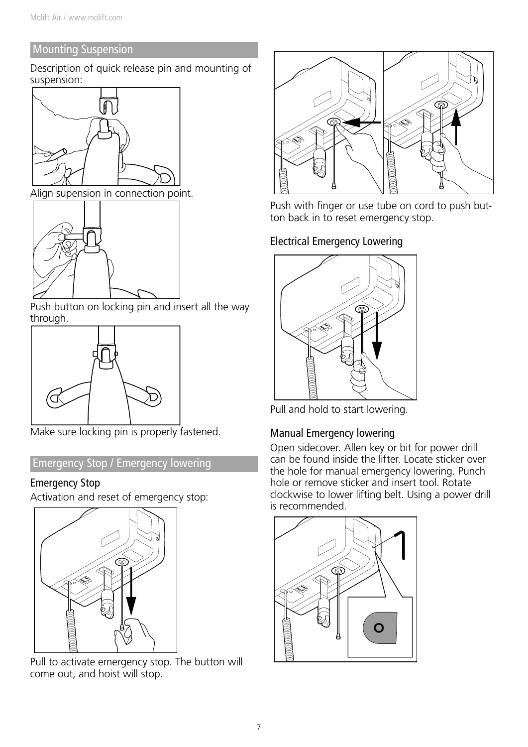## Mounting Suspension

Description of quick release pin and mounting of suspension:

Align supension in connection point.

Push button on locking pin and insert all the way through.

Make sure locking pin is properly fastened.

## Emergency Stop / Emergency lowering

### Emergency Stop

Activation and reset of emergency stop:

Pull to activate emergency stop. The button will come out, and hoist will stop.

Push with finger or use tube on cord to push button back in to reset emergency stop.

### Electrical Emergency Lowering

Pull and hold to start lowering.

### Manual Emergency lowering

Open sidecover. Allen key or bit for power drill can be found inside the lifter. Locate sticker over the hole for manual emergency lowering. Punch hole or remove sticker and insert tool. Rotate clockwise to lower lifting belt. Using a power drill is recommended.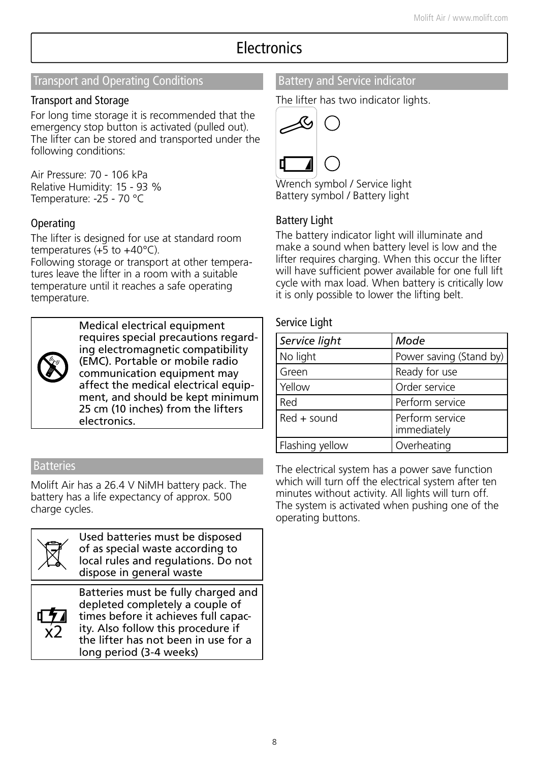# Electronics

## Transport and Operating Conditions

### Transport and Storage

For long time storage it is recommended that the emergency stop button is activated (pulled out). The lifter can be stored and transported under the following conditions:

Air Pressure: 70 - 106 kPa
Relative Humidity: 15 - 93 %
Temperature: -25 - 70 °C

### Operating

The lifter is designed for use at standard room temperatures (+5 to +40°C).
Following storage or transport at other temperatures leave the lifter in a room with a suitable temperature until it reaches a safe operating temperature.

Medical electrical equipment requires special precautions regarding electromagnetic compatibility (EMC). Portable or mobile radio communication equipment may affect the medical electrical equipment, and should be kept minimum 25 cm (10 inches) from the lifters electronics.

## Batteries

Molift Air has a 26.4 V NiMH battery pack. The battery has a life expectancy of approx. 500 charge cycles.

Used batteries must be disposed of as special waste according to local rules and regulations. Do not dispose in general waste

x2

Batteries must be fully charged and depleted completely a couple of times before it achieves full capacity. Also follow this procedure if the lifter has not been in use for a long period (3-4 weeks)

## Battery and Service indicator

The lifter has two indicator lights.

Wrench symbol / Service light
Battery symbol / Battery light

### Battery Light

The battery indicator light will illuminate and make a sound when battery level is low and the lifter requires charging. When this occur the lifter will have sufficient power available for one full lift cycle with max load. When battery is critically low it is only possible to lower the lifting belt.

### Service Light

| *Service light* | *Mode* |
|---|---|
| No light | Power saving (Stand by) |
| Green | Ready for use |
| Yellow | Order service |
| Red | Perform service |
| Red + sound | Perform service immediately |
| Flashing yellow | Overheating |

The electrical system has a power save function which will turn off the electrical system after ten minutes without activity. All lights will turn off. The system is activated when pushing one of the operating buttons.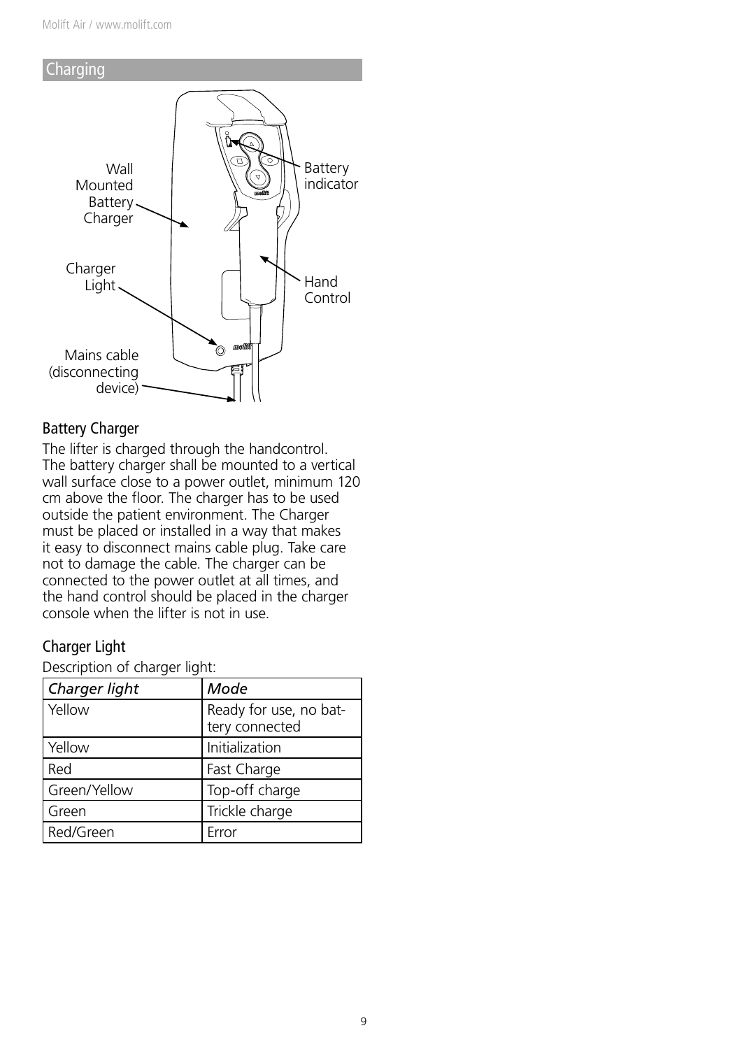## Charging

Wall Mounted Battery Charger

Battery indicator

Charger Light

Hand Control

Mains cable (disconnecting device)

### Battery Charger

The lifter is charged through the handcontrol. The battery charger shall be mounted to a vertical wall surface close to a power outlet, minimum 120 cm above the floor. The charger has to be used outside the patient environment. The Charger must be placed or installed in a way that makes it easy to disconnect mains cable plug. Take care not to damage the cable. The charger can be connected to the power outlet at all times, and the hand control should be placed in the charger console when the lifter is not in use.

### Charger Light

Description of charger light:

| *Charger light* | *Mode* |
|---|---|
| Yellow | Ready for use, no battery connected |
| Yellow | Initialization |
| Red | Fast Charge |
| Green/Yellow | Top-off charge |
| Green | Trickle charge |
| Red/Green | Error |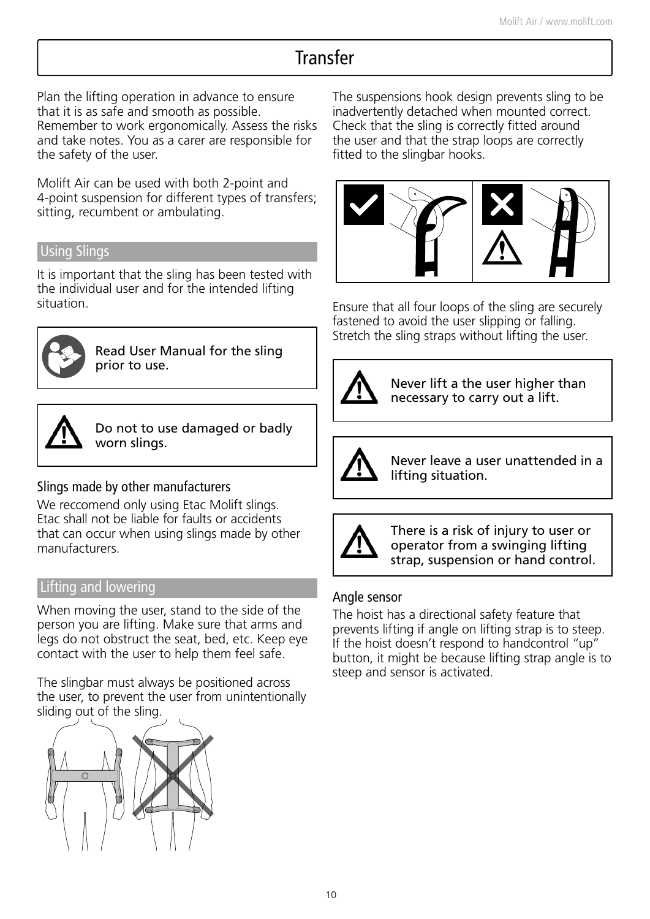# Transfer

Plan the lifting operation in advance to ensure that it is as safe and smooth as possible. Remember to work ergonomically. Assess the risks and take notes. You as a carer are responsible for the safety of the user.

Molift Air can be used with both 2-point and 4-point suspension for different types of transfers; sitting, recumbent or ambulating.

## Using Slings

It is important that the sling has been tested with the individual user and for the intended lifting situation.

**Read User Manual for the sling prior to use.**

**Do not to use damaged or badly worn slings.**

### Slings made by other manufacturers

We reccomend only using Etac Molift slings. Etac shall not be liable for faults or accidents that can occur when using slings made by other manufacturers.

## Lifting and lowering

When moving the user, stand to the side of the person you are lifting. Make sure that arms and legs do not obstruct the seat, bed, etc. Keep eye contact with the user to help them feel safe.

The slingbar must always be positioned across the user, to prevent the user from unintentionally sliding out of the sling.

The suspensions hook design prevents sling to be inadvertently detached when mounted correct. Check that the sling is correctly fitted around the user and that the strap loops are correctly fitted to the slingbar hooks.

Ensure that all four loops of the sling are securely fastened to avoid the user slipping or falling. Stretch the sling straps without lifting the user.

**Never lift a the user higher than necessary to carry out a lift.**

**Never leave a user unattended in a lifting situation.**

**There is a risk of injury to user or operator from a swinging lifting strap, suspension or hand control.**

### Angle sensor

The hoist has a directional safety feature that prevents lifting if angle on lifting strap is to steep. If the hoist doesn't respond to handcontrol "up" button, it might be because lifting strap angle is to steep and sensor is activated.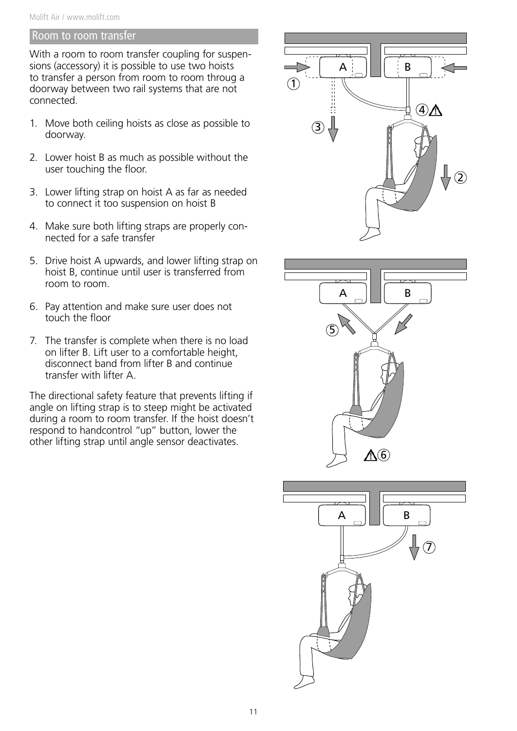## Room to room transfer

With a room to room transfer coupling for suspensions (accessory) it is possible to use two hoists to transfer a person from room to room throug a doorway between two rail systems that are not connected.

1. Move both ceiling hoists as close as possible to doorway.
2. Lower hoist B as much as possible without the user touching the floor.
3. Lower lifting strap on hoist A as far as needed to connect it too suspension on hoist B
4. Make sure both lifting straps are properly connected for a safe transfer
5. Drive hoist A upwards, and lower lifting strap on hoist B, continue until user is transferred from room to room.
6. Pay attention and make sure user does not touch the floor
7. The transfer is complete when there is no load on lifter B. Lift user to a comfortable height, disconnect band from lifter B and continue transfer with lifter A.

The directional safety feature that prevents lifting if angle on lifting strap is to steep might be activated during a room to room transfer. If the hoist doesn't respond to handcontrol "up" button, lower the other lifting strap until angle sensor deactivates.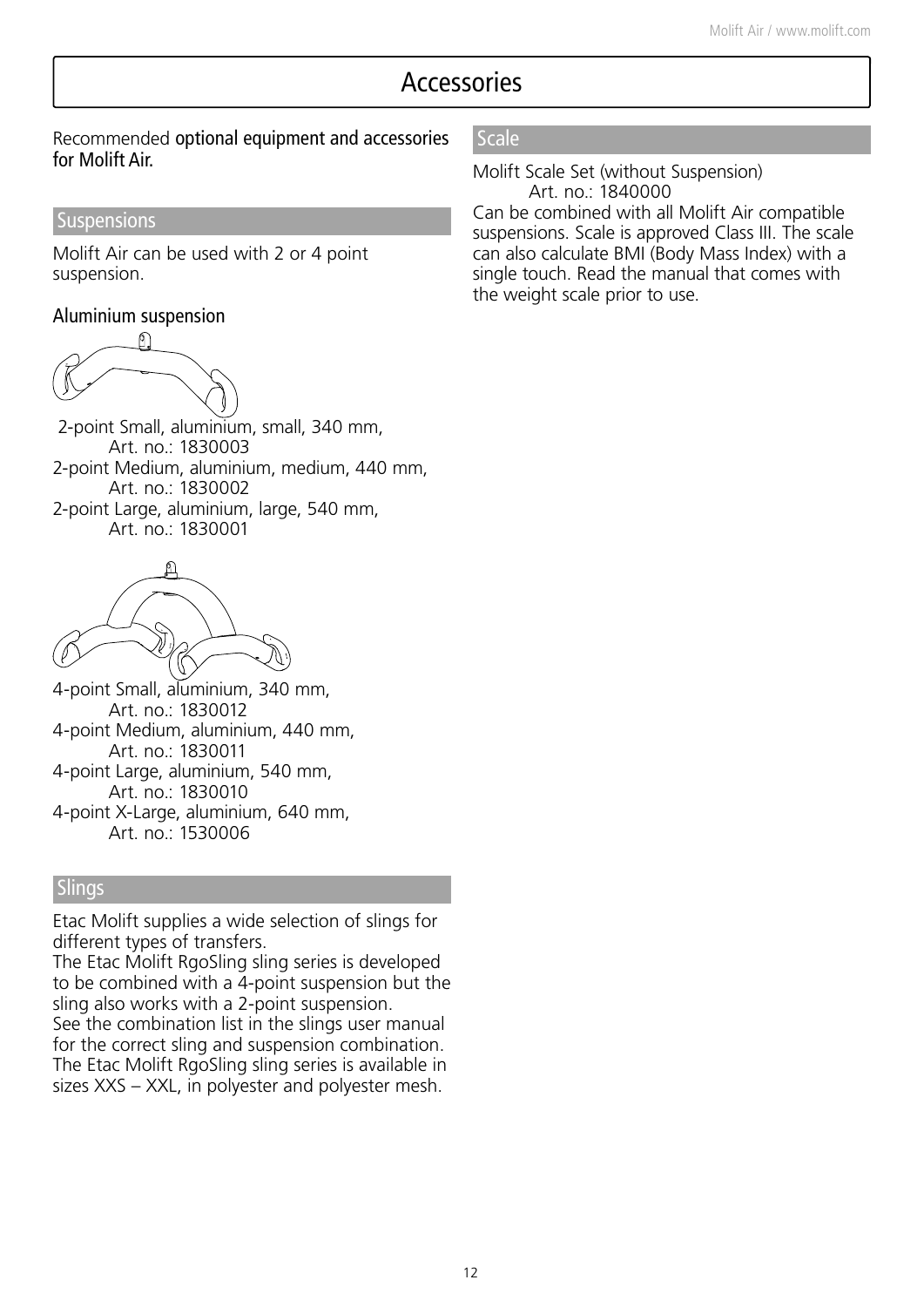# Accessories

Recommended **optional equipment and accessories for Molift Air.**

## Suspensions

Molift Air can be used with 2 or 4 point suspension.

### Aluminium suspension

2-point Small, aluminium, small, 340 mm,
Art. no.: 1830003
2-point Medium, aluminium, medium, 440 mm,
Art. no.: 1830002
2-point Large, aluminium, large, 540 mm,
Art. no.: 1830001

4-point Small, aluminium, 340 mm,
Art. no.: 1830012
4-point Medium, aluminium, 440 mm,
Art. no.: 1830011
4-point Large, aluminium, 540 mm,
Art. no.: 1830010
4-point X-Large, aluminium, 640 mm,
Art. no.: 1530006

## Slings

Etac Molift supplies a wide selection of slings for different types of transfers.
The Etac Molift RgoSling sling series is developed to be combined with a 4-point suspension but the sling also works with a 2-point suspension.
See the combination list in the slings user manual for the correct sling and suspension combination.
The Etac Molift RgoSling sling series is available in sizes XXS – XXL, in polyester and polyester mesh.

## Scale

Molift Scale Set (without Suspension)
Art. no.: 1840000
Can be combined with all Molift Air compatible suspensions. Scale is approved Class III. The scale can also calculate BMI (Body Mass Index) with a single touch. Read the manual that comes with the weight scale prior to use.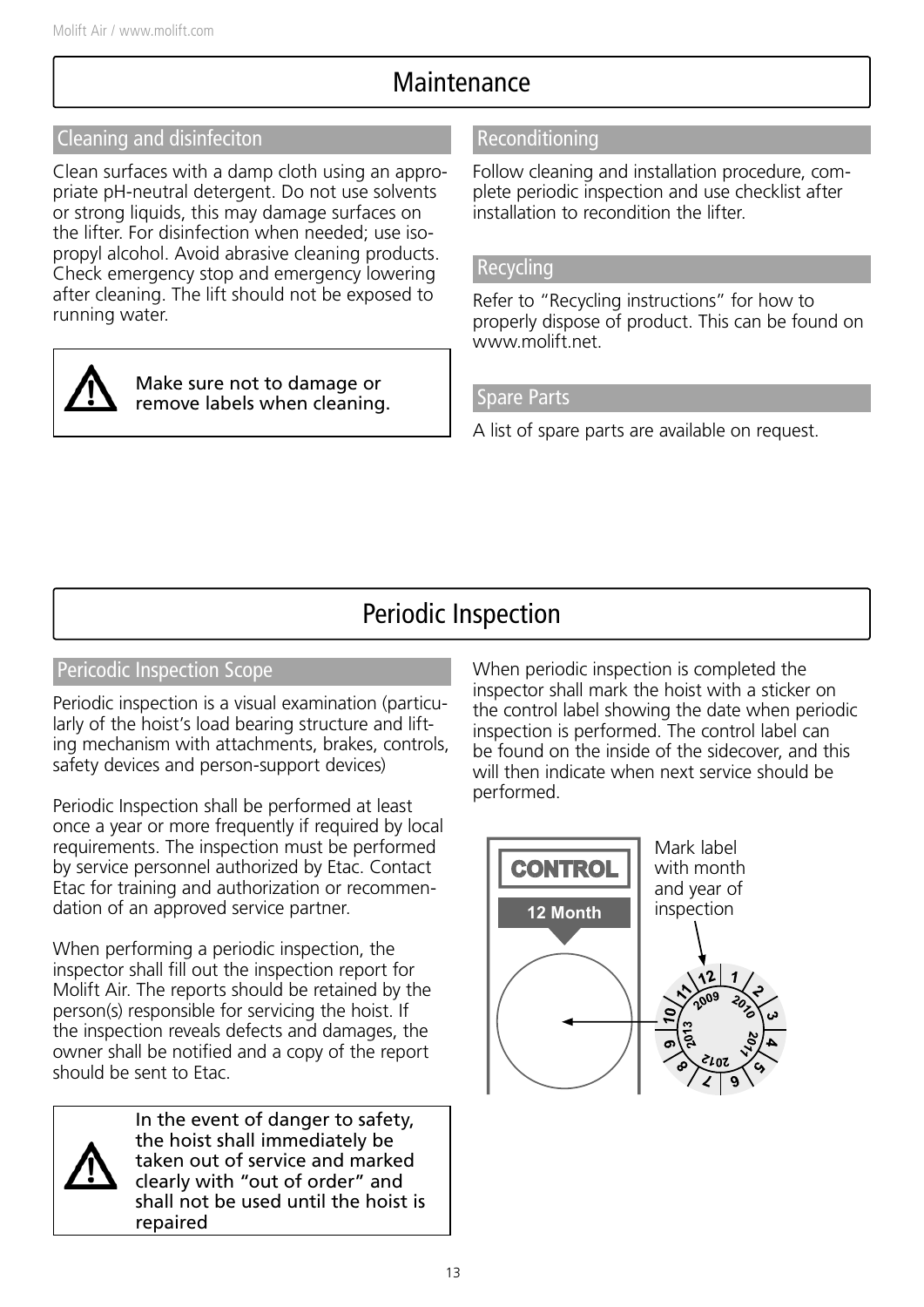# Maintenance

## Cleaning and disinfeciton

Clean surfaces with a damp cloth using an appropriate pH-neutral detergent. Do not use solvents or strong liquids, this may damage surfaces on the lifter. For disinfection when needed; use isopropyl alcohol. Avoid abrasive cleaning products. Check emergency stop and emergency lowering after cleaning. The lift should not be exposed to running water.

> ⚠ **Make sure not to damage or remove labels when cleaning.**

## Reconditioning

Follow cleaning and installation procedure, complete periodic inspection and use checklist after installation to recondition the lifter.

## Recycling

Refer to "Recycling instructions" for how to properly dispose of product. This can be found on www.molift.net.

## Spare Parts

A list of spare parts are available on request.

# Periodic Inspection

## Pericodic Inspection Scope

Periodic inspection is a visual examination (particularly of the hoist's load bearing structure and lifting mechanism with attachments, brakes, controls, safety devices and person-support devices)

Periodic Inspection shall be performed at least once a year or more frequently if required by local requirements. The inspection must be performed by service personnel authorized by Etac. Contact Etac for training and authorization or recommendation of an approved service partner.

When performing a periodic inspection, the inspector shall fill out the inspection report for Molift Air. The reports should be retained by the person(s) responsible for servicing the hoist. If the inspection reveals defects and damages, the owner shall be notified and a copy of the report should be sent to Etac.

> ⚠ **In the event of danger to safety, the hoist shall immediately be taken out of service and marked clearly with "out of order" and shall not be used until the hoist is repaired**

When periodic inspection is completed the inspector shall mark the hoist with a sticker on the control label showing the date when periodic inspection is performed. The control label can be found on the inside of the sidecover, and this will then indicate when next service should be performed.

CONTROL

12 Month

Mark label with month and year of inspection

12 1 2 3 4 5 6 7 8 9 10 11

2009 2010 2011 2012 2013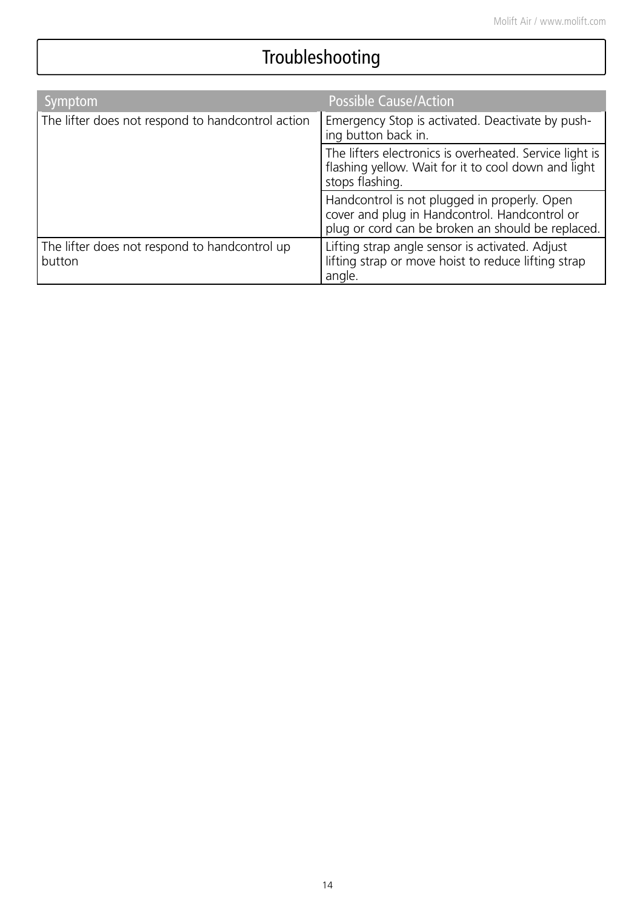# Troubleshooting

| Symptom | Possible Cause/Action |
|---|---|
| The lifter does not respond to handcontrol action | Emergency Stop is activated. Deactivate by push-ing button back in. |
| | The lifters electronics is overheated. Service light is flashing yellow. Wait for it to cool down and light stops flashing. |
| | Handcontrol is not plugged in properly. Open cover and plug in Handcontrol. Handcontrol or plug or cord can be broken an should be replaced. |
| The lifter does not respond to handcontrol up button | Lifting strap angle sensor is activated. Adjust lifting strap or move hoist to reduce lifting strap angle. |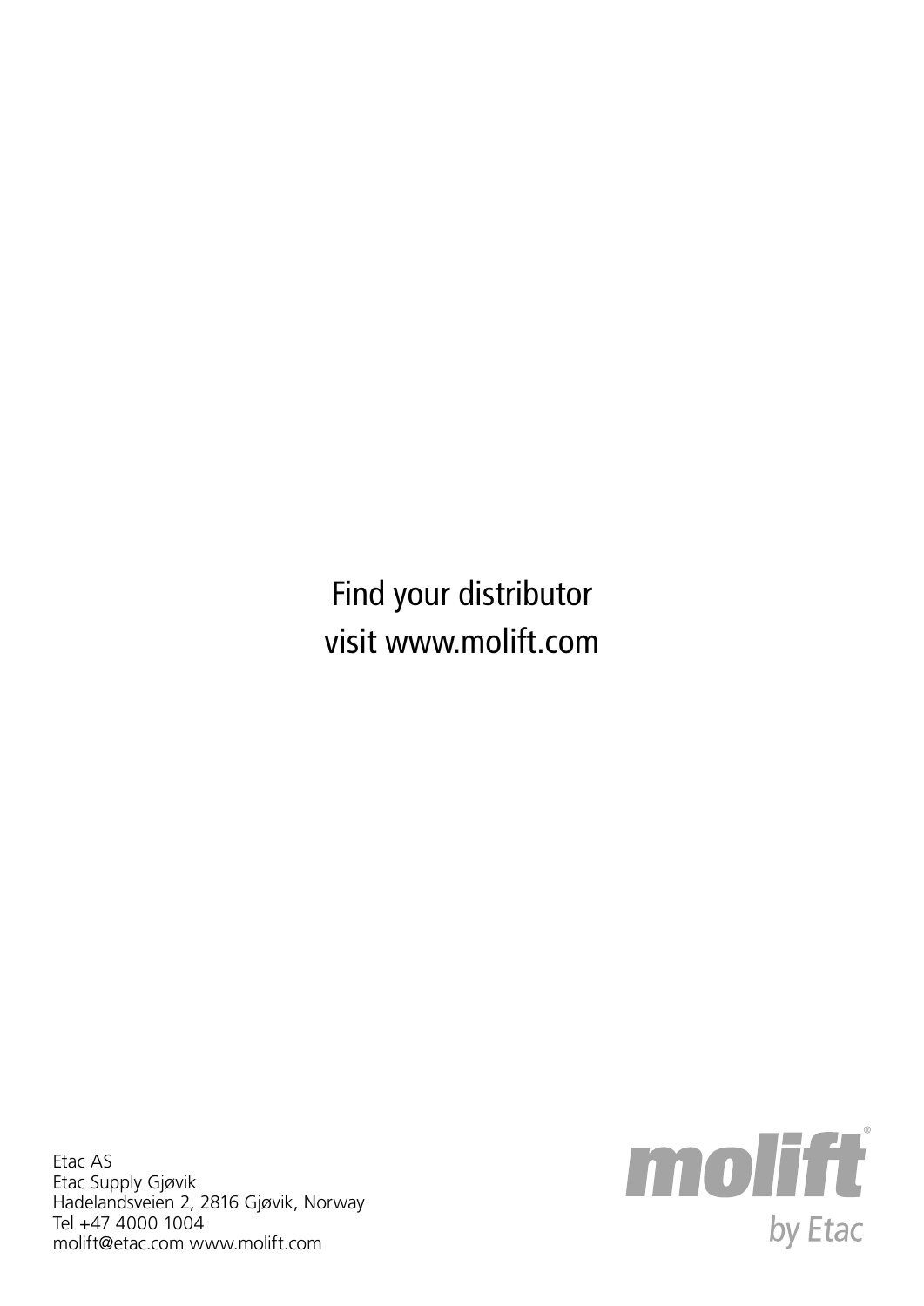Find your distributor
visit www.molift.com

Etac AS
Etac Supply Gjøvik
Hadelandsveien 2, 2816 Gjøvik, Norway
Tel +47 4000 1004
molift@etac.com www.molift.com

molift®
by Etac